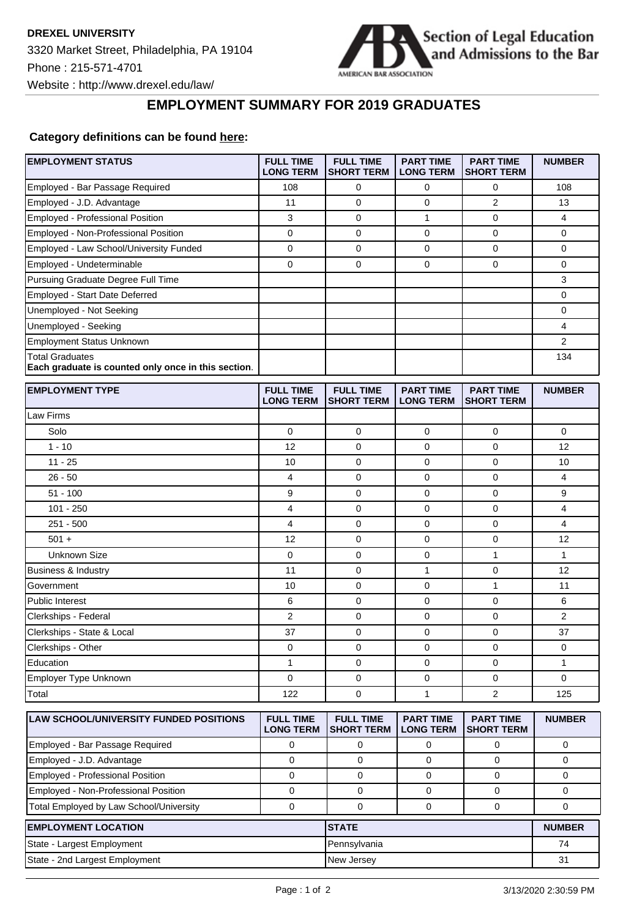**DREXEL UNIVERSITY**

3320 Market Street, Philadelphia, PA 19104

Phone : 215-571-4701

Website : http://www.drexel.edu/law/

Section of Legal Education and Admissions to the Bar

AMERICAN BAR ASSOCIATION

## EMPLOYMENT SUMMARY FOR 2019 GRADUATES

**Category definitions can be found here:**

| EMPLOYMENT STATUS | FULL TIME LONG TERM | FULL TIME SHORT TERM | PART TIME LONG TERM | PART TIME SHORT TERM | NUMBER |
|---|---|---|---|---|---|
| Employed - Bar Passage Required | 108 | 0 | 0 | 0 | 108 |
| Employed - J.D. Advantage | 11 | 0 | 0 | 2 | 13 |
| Employed - Professional Position | 3 | 0 | 1 | 0 | 4 |
| Employed - Non-Professional Position | 0 | 0 | 0 | 0 | 0 |
| Employed - Law School/University Funded | 0 | 0 | 0 | 0 | 0 |
| Employed - Undeterminable | 0 | 0 | 0 | 0 | 0 |
| Pursuing Graduate Degree Full Time | | | | | 3 |
| Employed - Start Date Deferred | | | | | 0 |
| Unemployed - Not Seeking | | | | | 0 |
| Unemployed - Seeking | | | | | 4 |
| Employment Status Unknown | | | | | 2 |
| Total Graduates **Each graduate is counted only once in this section**. | | | | | 134 |

| EMPLOYMENT TYPE | FULL TIME LONG TERM | FULL TIME SHORT TERM | PART TIME LONG TERM | PART TIME SHORT TERM | NUMBER |
|---|---|---|---|---|---|
| Law Firms | | | | | |
| Solo | 0 | 0 | 0 | 0 | 0 |
| 1 - 10 | 12 | 0 | 0 | 0 | 12 |
| 11 - 25 | 10 | 0 | 0 | 0 | 10 |
| 26 - 50 | 4 | 0 | 0 | 0 | 4 |
| 51 - 100 | 9 | 0 | 0 | 0 | 9 |
| 101 - 250 | 4 | 0 | 0 | 0 | 4 |
| 251 - 500 | 4 | 0 | 0 | 0 | 4 |
| 501 + | 12 | 0 | 0 | 0 | 12 |
| Unknown Size | 0 | 0 | 0 | 1 | 1 |
| Business & Industry | 11 | 0 | 1 | 0 | 12 |
| Government | 10 | 0 | 0 | 1 | 11 |
| Public Interest | 6 | 0 | 0 | 0 | 6 |
| Clerkships - Federal | 2 | 0 | 0 | 0 | 2 |
| Clerkships - State & Local | 37 | 0 | 0 | 0 | 37 |
| Clerkships - Other | 0 | 0 | 0 | 0 | 0 |
| Education | 1 | 0 | 0 | 0 | 1 |
| Employer Type Unknown | 0 | 0 | 0 | 0 | 0 |
| Total | 122 | 0 | 1 | 2 | 125 |

| LAW SCHOOL/UNIVERSITY FUNDED POSITIONS | FULL TIME LONG TERM | FULL TIME SHORT TERM | PART TIME LONG TERM | PART TIME SHORT TERM | NUMBER |
|---|---|---|---|---|---|
| Employed - Bar Passage Required | 0 | 0 | 0 | 0 | 0 |
| Employed - J.D. Advantage | 0 | 0 | 0 | 0 | 0 |
| Employed - Professional Position | 0 | 0 | 0 | 0 | 0 |
| Employed - Non-Professional Position | 0 | 0 | 0 | 0 | 0 |
| Total Employed by Law School/University | 0 | 0 | 0 | 0 | 0 |

| EMPLOYMENT LOCATION | STATE | NUMBER |
|---|---|---|
| State - Largest Employment | Pennsylvania | 74 |
| State - 2nd Largest Employment | New Jersey | 31 |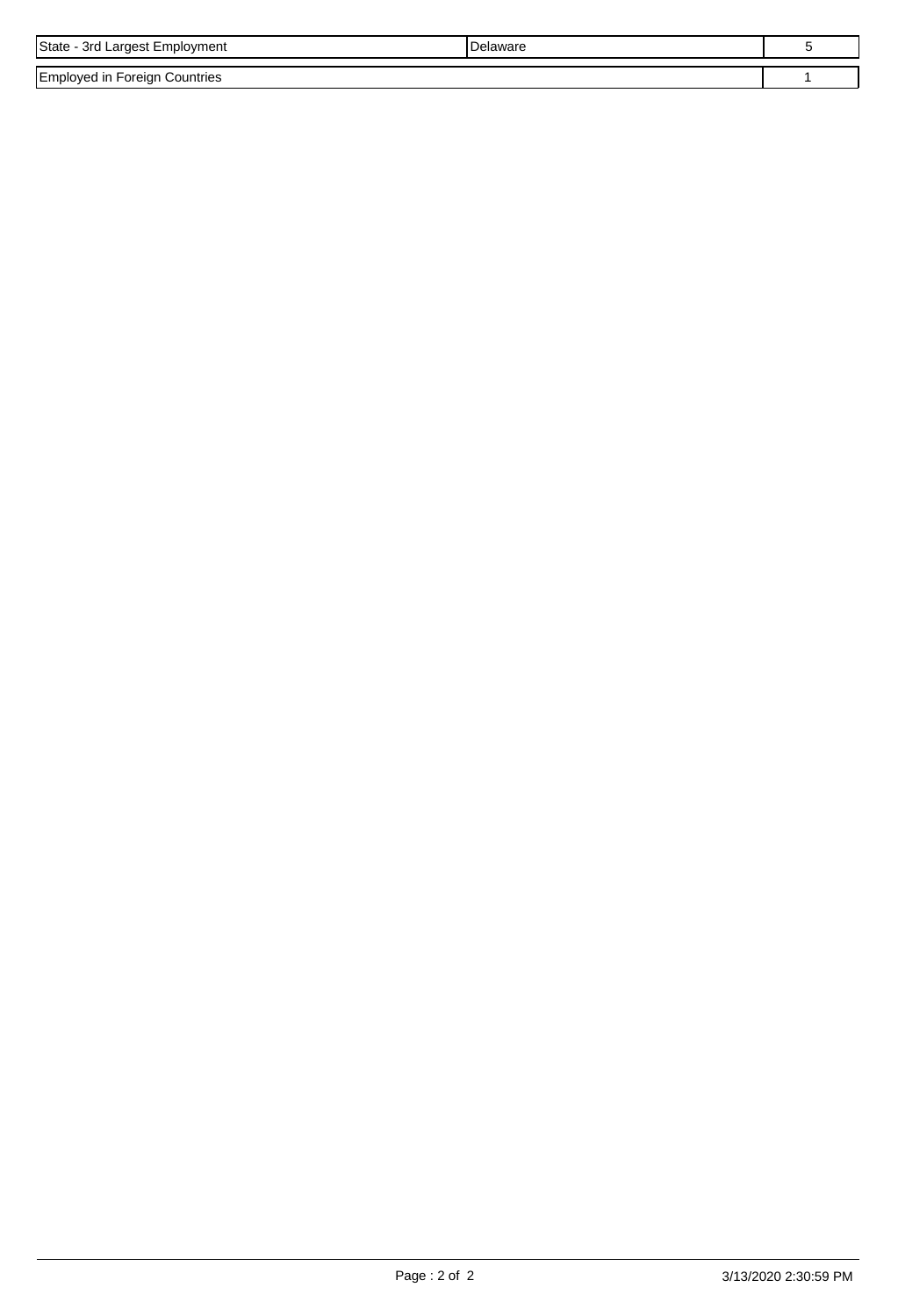| | | |
|---|---|---|
| State - 3rd Largest Employment | Delaware | 5 |
| Employed in Foreign Countries | | 1 |